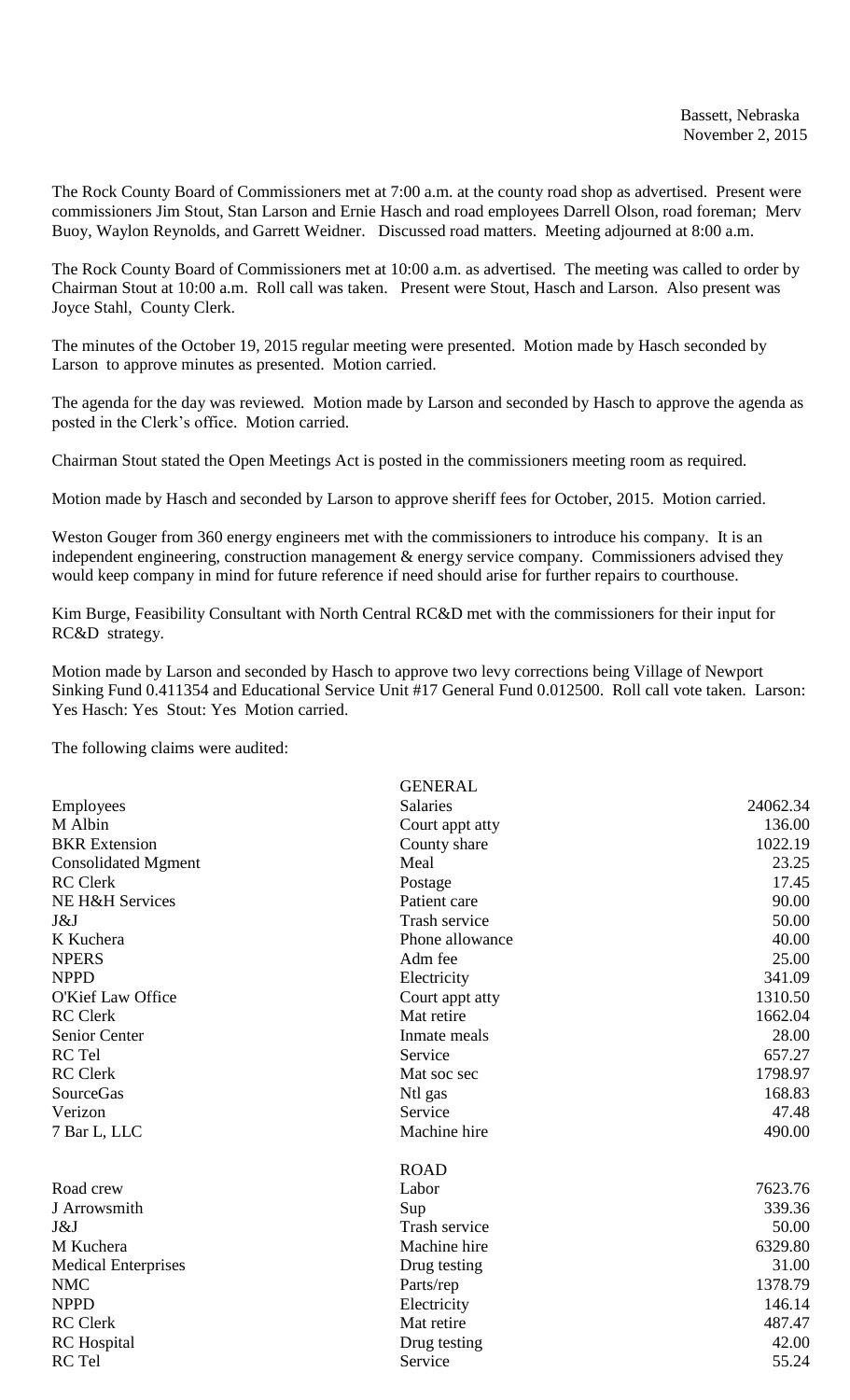Bassett, Nebraska
November 2, 2015

The Rock County Board of Commissioners met at 7:00 a.m. at the county road shop as advertised. Present were commissioners Jim Stout, Stan Larson and Ernie Hasch and road employees Darrell Olson, road foreman; Merv Buoy, Waylon Reynolds, and Garrett Weidner. Discussed road matters. Meeting adjourned at 8:00 a.m.

The Rock County Board of Commissioners met at 10:00 a.m. as advertised. The meeting was called to order by Chairman Stout at 10:00 a.m. Roll call was taken. Present were Stout, Hasch and Larson. Also present was Joyce Stahl, County Clerk.

The minutes of the October 19, 2015 regular meeting were presented. Motion made by Hasch seconded by Larson to approve minutes as presented. Motion carried.

The agenda for the day was reviewed. Motion made by Larson and seconded by Hasch to approve the agenda as posted in the Clerk's office. Motion carried.

Chairman Stout stated the Open Meetings Act is posted in the commissioners meeting room as required.

Motion made by Hasch and seconded by Larson to approve sheriff fees for October, 2015. Motion carried.

Weston Gouger from 360 energy engineers met with the commissioners to introduce his company. It is an independent engineering, construction management & energy service company. Commissioners advised they would keep company in mind for future reference if need should arise for further repairs to courthouse.

Kim Burge, Feasibility Consultant with North Central RC&D met with the commissioners for their input for RC&D strategy.

Motion made by Larson and seconded by Hasch to approve two levy corrections being Village of Newport Sinking Fund 0.411354 and Educational Service Unit #17 General Fund 0.012500. Roll call vote taken. Larson: Yes Hasch: Yes Stout: Yes Motion carried.

The following claims were audited:

| | | |
|---|---|---|
| | GENERAL | |
| Employees | Salaries | 24062.34 |
| M Albin | Court appt atty | 136.00 |
| BKR Extension | County share | 1022.19 |
| Consolidated Mgment | Meal | 23.25 |
| RC Clerk | Postage | 17.45 |
| NE H&H Services | Patient care | 90.00 |
| J&J | Trash service | 50.00 |
| K Kuchera | Phone allowance | 40.00 |
| NPERS | Adm fee | 25.00 |
| NPPD | Electricity | 341.09 |
| O'Kief Law Office | Court appt atty | 1310.50 |
| RC Clerk | Mat retire | 1662.04 |
| Senior Center | Inmate meals | 28.00 |
| RC Tel | Service | 657.27 |
| RC Clerk | Mat soc sec | 1798.97 |
| SourceGas | Ntl gas | 168.83 |
| Verizon | Service | 47.48 |
| 7 Bar L, LLC | Machine hire | 490.00 |
| | ROAD | |
| Road crew | Labor | 7623.76 |
| J Arrowsmith | Sup | 339.36 |
| J&J | Trash service | 50.00 |
| M Kuchera | Machine hire | 6329.80 |
| Medical Enterprises | Drug testing | 31.00 |
| NMC | Parts/rep | 1378.79 |
| NPPD | Electricity | 146.14 |
| RC Clerk | Mat retire | 487.47 |
| RC Hospital | Drug testing | 42.00 |
| RC Tel | Service | 55.24 |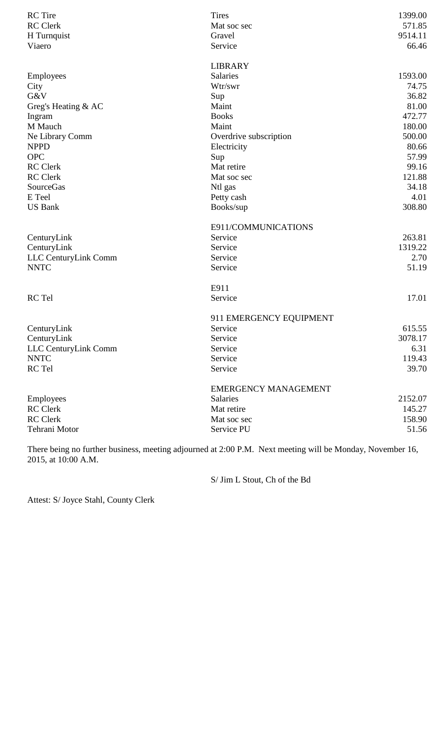| | | |
|---|---|---|
| RC Tire | Tires | 1399.00 |
| RC Clerk | Mat soc sec | 571.85 |
| H Turnquist | Gravel | 9514.11 |
| Viaero | Service | 66.46 |
| | **LIBRARY** | |
| Employees | Salaries | 1593.00 |
| City | Wtr/swr | 74.75 |
| G&V | Sup | 36.82 |
| Greg's Heating & AC | Maint | 81.00 |
| Ingram | Books | 472.77 |
| M Mauch | Maint | 180.00 |
| Ne Library Comm | Overdrive subscription | 500.00 |
| NPPD | Electricity | 80.66 |
| OPC | Sup | 57.99 |
| RC Clerk | Mat retire | 99.16 |
| RC Clerk | Mat soc sec | 121.88 |
| SourceGas | Ntl gas | 34.18 |
| E Teel | Petty cash | 4.01 |
| US Bank | Books/sup | 308.80 |
| | **E911/COMMUNICATIONS** | |
| CenturyLink | Service | 263.81 |
| CenturyLink | Service | 1319.22 |
| LLC CenturyLink Comm | Service | 2.70 |
| NNTC | Service | 51.19 |
| | **E911** | |
| RC Tel | Service | 17.01 |
| | **911 EMERGENCY EQUIPMENT** | |
| CenturyLink | Service | 615.55 |
| CenturyLink | Service | 3078.17 |
| LLC CenturyLink Comm | Service | 6.31 |
| NNTC | Service | 119.43 |
| RC Tel | Service | 39.70 |
| | **EMERGENCY MANAGEMENT** | |
| Employees | Salaries | 2152.07 |
| RC Clerk | Mat retire | 145.27 |
| RC Clerk | Mat soc sec | 158.90 |
| Tehrani Motor | Service PU | 51.56 |

There being no further business, meeting adjourned at 2:00 P.M. Next meeting will be Monday, November 16, 2015, at 10:00 A.M.

S/ Jim L Stout, Ch of the Bd

Attest: S/ Joyce Stahl, County Clerk